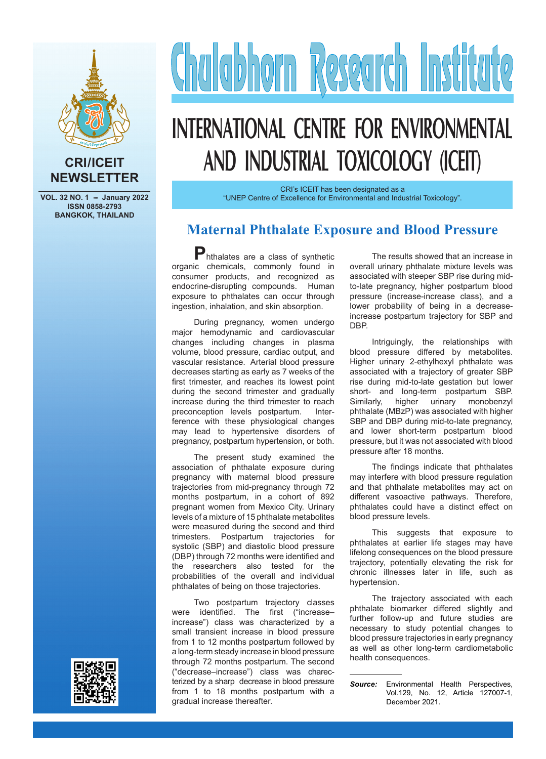# Chulabhorn Research Institute

## INTERNATIONAL CENTRE FOR ENVIRONMENTAL AND INDUSTRIAL TOXICOLOGY (ICEIT)

CRI's ICEIT has been designated as a "UNEP Centre of Excellence for Environmental and Industrial Toxicology".

**CRI/ICEIT NEWSLETTER**

**VOL. 32 NO. 1 – January 2022**
**ISSN 0858-2793**
**BANGKOK, THAILAND**

## Maternal Phthalate Exposure and Blood Pressure

Phthalates are a class of synthetic organic chemicals, commonly found in consumer products, and recognized as endocrine-disrupting compounds. Human exposure to phthalates can occur through ingestion, inhalation, and skin absorption.

During pregnancy, women undergo major hemodynamic and cardiovascular changes including changes in plasma volume, blood pressure, cardiac output, and vascular resistance. Arterial blood pressure decreases starting as early as 7 weeks of the first trimester, and reaches its lowest point during the second trimester and gradually increase during the third trimester to reach preconception levels postpartum. Interference with these physiological changes may lead to hypertensive disorders of pregnancy, postpartum hypertension, or both.

The present study examined the association of phthalate exposure during pregnancy with maternal blood pressure trajectories from mid-pregnancy through 72 months postpartum, in a cohort of 892 pregnant women from Mexico City. Urinary levels of a mixture of 15 phthalate metabolites were measured during the second and third trimesters. Postpartum trajectories for systolic (SBP) and diastolic blood pressure (DBP) through 72 months were identified and the researchers also tested for the probabilities of the overall and individual phthalates of being on those trajectories.

Two postpartum trajectory classes were identified. The first ("increase–increase") class was characterized by a small transient increase in blood pressure from 1 to 12 months postpartum followed by a long-term steady increase in blood pressure through 72 months postpartum. The second ("decrease–increase") class was characterized by a sharp decrease in blood pressure from 1 to 18 months postpartum with a gradual increase thereafter.

The results showed that an increase in overall urinary phthalate mixture levels was associated with steeper SBP rise during mid-to-late pregnancy, higher postpartum blood pressure (increase-increase class), and a lower probability of being in a decrease-increase postpartum trajectory for SBP and DBP.

Intriguingly, the relationships with blood pressure differed by metabolites. Higher urinary 2-ethylhexyl phthalate was associated with a trajectory of greater SBP rise during mid-to-late gestation but lower short- and long-term postpartum SBP. Similarly, higher urinary monobenzyl phthalate (MBzP) was associated with higher SBP and DBP during mid-to-late pregnancy, and lower short-term postpartum blood pressure, but it was not associated with blood pressure after 18 months.

The findings indicate that phthalates may interfere with blood pressure regulation and that phthalate metabolites may act on different vasoactive pathways. Therefore, phthalates could have a distinct effect on blood pressure levels.

This suggests that exposure to phthalates at earlier life stages may have lifelong consequences on the blood pressure trajectory, potentially elevating the risk for chronic illnesses later in life, such as hypertension.

The trajectory associated with each phthalate biomarker differed slightly and further follow-up and future studies are necessary to study potential changes to blood pressure trajectories in early pregnancy as well as other long-term cardiometabolic health consequences.

---

***Source:*** Environmental Health Perspectives, Vol.129, No. 12, Article 127007-1, December 2021.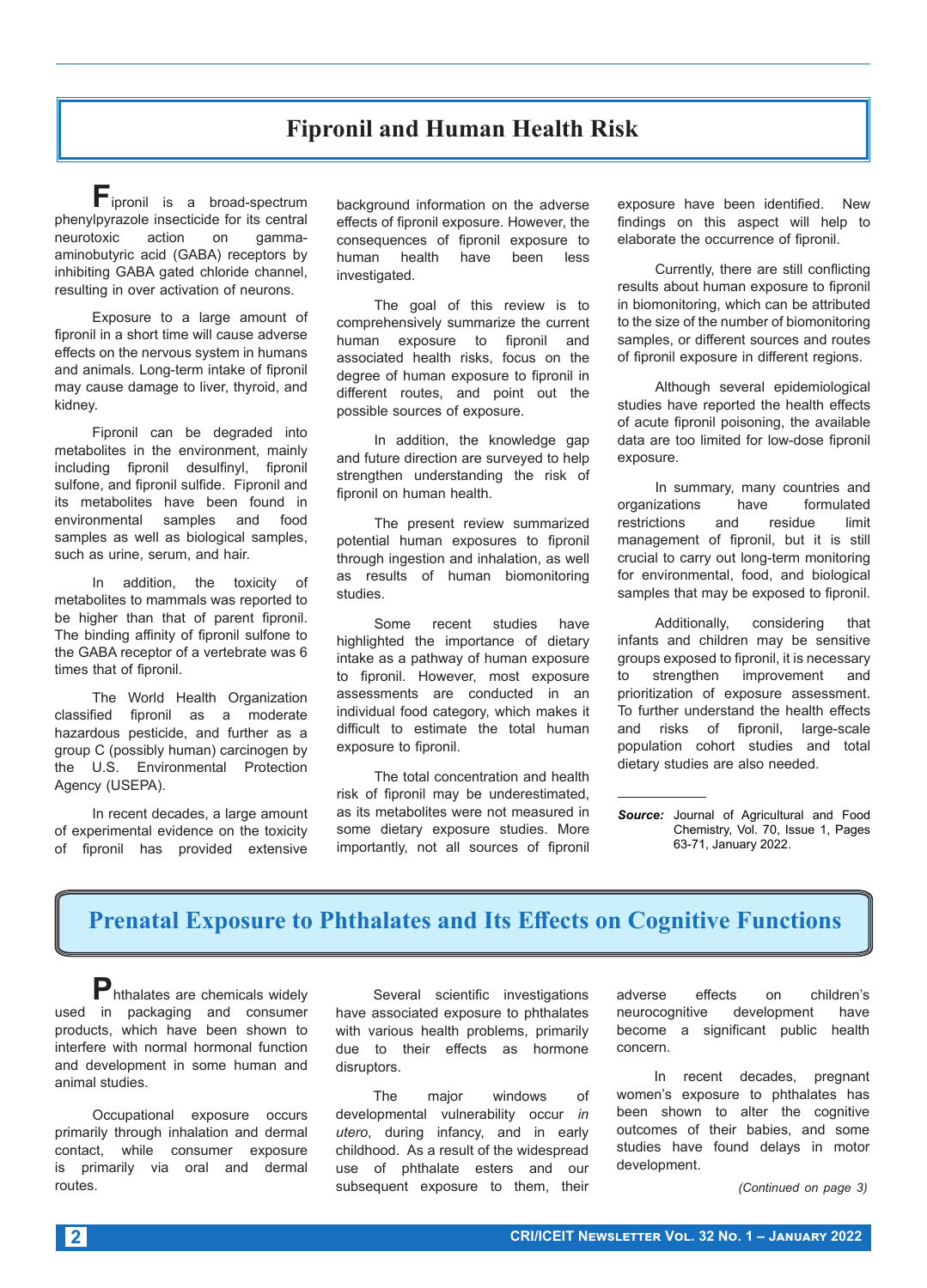## Fipronil and Human Health Risk

Fipronil is a broad-spectrum phenylpyrazole insecticide for its central neurotoxic action on gamma-aminobutyric acid (GABA) receptors by inhibiting GABA gated chloride channel, resulting in over activation of neurons.

Exposure to a large amount of fipronil in a short time will cause adverse effects on the nervous system in humans and animals. Long-term intake of fipronil may cause damage to liver, thyroid, and kidney.

Fipronil can be degraded into metabolites in the environment, mainly including fipronil desulfinyl, fipronil sulfone, and fipronil sulfide. Fipronil and its metabolites have been found in environmental samples and food samples as well as biological samples, such as urine, serum, and hair.

In addition, the toxicity of metabolites to mammals was reported to be higher than that of parent fipronil. The binding affinity of fipronil sulfone to the GABA receptor of a vertebrate was 6 times that of fipronil.

The World Health Organization classified fipronil as a moderate hazardous pesticide, and further as a group C (possibly human) carcinogen by the U.S. Environmental Protection Agency (USEPA).

In recent decades, a large amount of experimental evidence on the toxicity of fipronil has provided extensive background information on the adverse effects of fipronil exposure. However, the consequences of fipronil exposure to human health have been less investigated.

The goal of this review is to comprehensively summarize the current human exposure to fipronil and associated health risks, focus on the degree of human exposure to fipronil in different routes, and point out the possible sources of exposure.

In addition, the knowledge gap and future direction are surveyed to help strengthen understanding the risk of fipronil on human health.

The present review summarized potential human exposures to fipronil through ingestion and inhalation, as well as results of human biomonitoring studies.

Some recent studies have highlighted the importance of dietary intake as a pathway of human exposure to fipronil. However, most exposure assessments are conducted in an individual food category, which makes it difficult to estimate the total human exposure to fipronil.

The total concentration and health risk of fipronil may be underestimated, as its metabolites were not measured in some dietary exposure studies. More importantly, not all sources of fipronil exposure have been identified. New findings on this aspect will help to elaborate the occurrence of fipronil.

Currently, there are still conflicting results about human exposure to fipronil in biomonitoring, which can be attributed to the size of the number of biomonitoring samples, or different sources and routes of fipronil exposure in different regions.

Although several epidemiological studies have reported the health effects of acute fipronil poisoning, the available data are too limited for low-dose fipronil exposure.

In summary, many countries and organizations have formulated restrictions and residue limit management of fipronil, but it is still crucial to carry out long-term monitoring for environmental, food, and biological samples that may be exposed to fipronil.

Additionally, considering that infants and children may be sensitive groups exposed to fipronil, it is necessary to strengthen improvement and prioritization of exposure assessment. To further understand the health effects and risks of fipronil, large-scale population cohort studies and total dietary studies are also needed.

***Source:*** Journal of Agricultural and Food Chemistry, Vol. 70, Issue 1, Pages 63-71, January 2022.

## Prenatal Exposure to Phthalates and Its Effects on Cognitive Functions

Phthalates are chemicals widely used in packaging and consumer products, which have been shown to interfere with normal hormonal function and development in some human and animal studies.

Occupational exposure occurs primarily through inhalation and dermal contact, while consumer exposure is primarily via oral and dermal routes.

Several scientific investigations have associated exposure to phthalates with various health problems, primarily due to their effects as hormone disruptors.

The major windows of developmental vulnerability occur *in utero*, during infancy, and in early childhood. As a result of the widespread use of phthalate esters and our subsequent exposure to them, their adverse effects on children's neurocognitive development have become a significant public health concern.

In recent decades, pregnant women's exposure to phthalates has been shown to alter the cognitive outcomes of their babies, and some studies have found delays in motor development.

*(Continued on page 3)*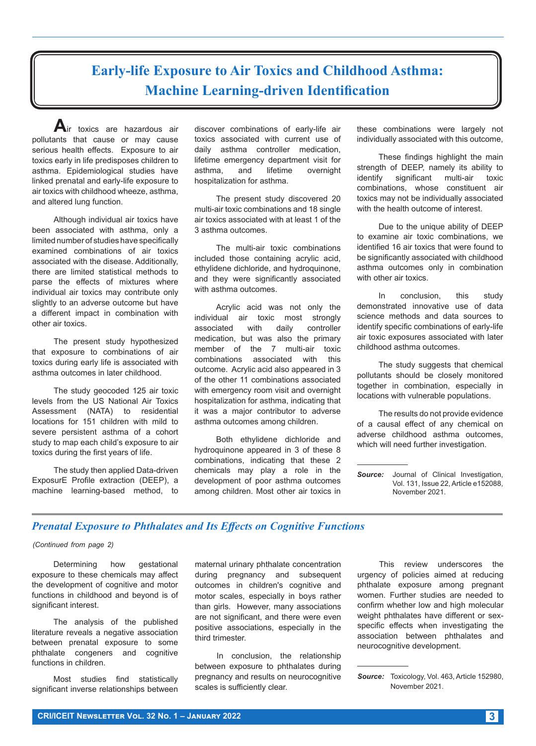# Early-life Exposure to Air Toxics and Childhood Asthma: Machine Learning-driven Identification

Air toxics are hazardous air pollutants that cause or may cause serious health effects. Exposure to air toxics early in life predisposes children to asthma. Epidemiological studies have linked prenatal and early-life exposure to air toxics with childhood wheeze, asthma, and altered lung function.

Although individual air toxics have been associated with asthma, only a limited number of studies have specifically examined combinations of air toxics associated with the disease. Additionally, there are limited statistical methods to parse the effects of mixtures where individual air toxics may contribute only slightly to an adverse outcome but have a different impact in combination with other air toxics.

The present study hypothesized that exposure to combinations of air toxics during early life is associated with asthma outcomes in later childhood.

The study geocoded 125 air toxic levels from the US National Air Toxics Assessment (NATA) to residential locations for 151 children with mild to severe persistent asthma of a cohort study to map each child's exposure to air toxics during the first years of life.

The study then applied Data-driven ExposurE Profile extraction (DEEP), a machine learning-based method, to discover combinations of early-life air toxics associated with current use of daily asthma controller medication, lifetime emergency department visit for asthma, and lifetime overnight hospitalization for asthma.

The present study discovered 20 multi-air toxic combinations and 18 single air toxics associated with at least 1 of the 3 asthma outcomes.

The multi-air toxic combinations included those containing acrylic acid, ethylidene dichloride, and hydroquinone, and they were significantly associated with asthma outcomes.

Acrylic acid was not only the individual air toxic most strongly associated with daily controller medication, but was also the primary member of the 7 multi-air toxic combinations associated with this outcome. Acrylic acid also appeared in 3 of the other 11 combinations associated with emergency room visit and overnight hospitalization for asthma, indicating that it was a major contributor to adverse asthma outcomes among children.

Both ethylidene dichloride and hydroquinone appeared in 3 of these 8 combinations, indicating that these 2 chemicals may play a role in the development of poor asthma outcomes among children. Most other air toxics in these combinations were largely not individually associated with this outcome,

These findings highlight the main strength of DEEP, namely its ability to identify significant multi-air toxic combinations, whose constituent air toxics may not be individually associated with the health outcome of interest.

Due to the unique ability of DEEP to examine air toxic combinations, we identified 16 air toxics that were found to be significantly associated with childhood asthma outcomes only in combination with other air toxics.

In conclusion, this study demonstrated innovative use of data science methods and data sources to identify specific combinations of early-life air toxic exposures associated with later childhood asthma outcomes.

The study suggests that chemical pollutants should be closely monitored together in combination, especially in locations with vulnerable populations.

The results do not provide evidence of a causal effect of any chemical on adverse childhood asthma outcomes, which will need further investigation.

***Source:*** Journal of Clinical Investigation, Vol. 131, Issue 22, Article e152088, November 2021.

## *Prenatal Exposure to Phthalates and Its Effects on Cognitive Functions*

*(Continued from page 2)*

Determining how gestational exposure to these chemicals may affect the development of cognitive and motor functions in childhood and beyond is of significant interest.

The analysis of the published literature reveals a negative association between prenatal exposure to some phthalate congeners and cognitive functions in children.

Most studies find statistically significant inverse relationships between maternal urinary phthalate concentration during pregnancy and subsequent outcomes in children's cognitive and motor scales, especially in boys rather than girls. However, many associations are not significant, and there were even positive associations, especially in the third trimester.

In conclusion, the relationship between exposure to phthalates during pregnancy and results on neurocognitive scales is sufficiently clear.

This review underscores the urgency of policies aimed at reducing phthalate exposure among pregnant women. Further studies are needed to confirm whether low and high molecular weight phthalates have different or sex-specific effects when investigating the association between phthalates and neurocognitive development.

***Source:*** Toxicology, Vol. 463, Article 152980, November 2021.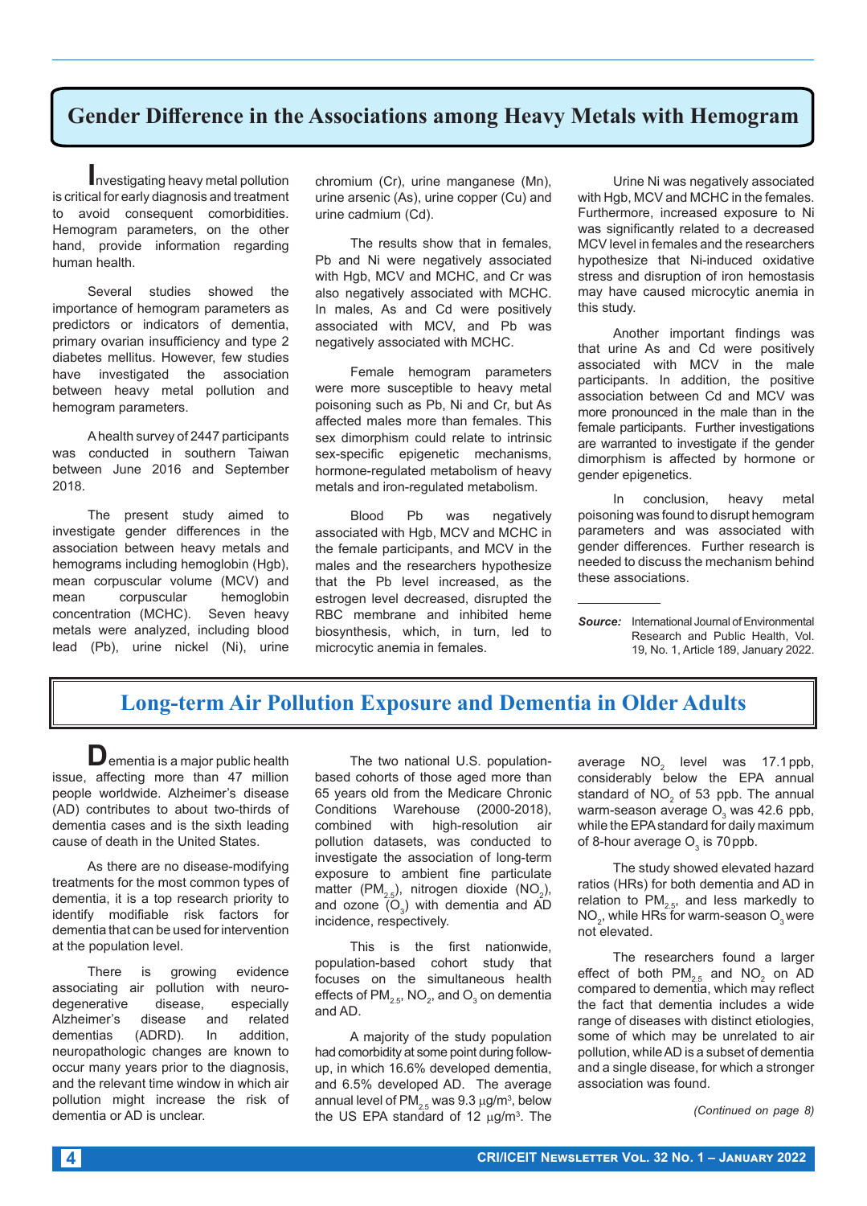## Gender Difference in the Associations among Heavy Metals with Hemogram

Investigating heavy metal pollution is critical for early diagnosis and treatment to avoid consequent comorbidities. Hemogram parameters, on the other hand, provide information regarding human health.

Several studies showed the importance of hemogram parameters as predictors or indicators of dementia, primary ovarian insufficiency and type 2 diabetes mellitus. However, few studies have investigated the association between heavy metal pollution and hemogram parameters.

A health survey of 2447 participants was conducted in southern Taiwan between June 2016 and September 2018.

The present study aimed to investigate gender differences in the association between heavy metals and hemograms including hemoglobin (Hgb), mean corpuscular volume (MCV) and mean corpuscular hemoglobin concentration (MCHC). Seven heavy metals were analyzed, including blood lead (Pb), urine nickel (Ni), urine chromium (Cr), urine manganese (Mn), urine arsenic (As), urine copper (Cu) and urine cadmium (Cd).

The results show that in females, Pb and Ni were negatively associated with Hgb, MCV and MCHC, and Cr was also negatively associated with MCHC. In males, As and Cd were positively associated with MCV, and Pb was negatively associated with MCHC.

Female hemogram parameters were more susceptible to heavy metal poisoning such as Pb, Ni and Cr, but As affected males more than females. This sex dimorphism could relate to intrinsic sex-specific epigenetic mechanisms, hormone-regulated metabolism of heavy metals and iron-regulated metabolism.

Blood Pb was negatively associated with Hgb, MCV and MCHC in the female participants, and MCV in the males and the researchers hypothesize that the Pb level increased, as the estrogen level decreased, disrupted the RBC membrane and inhibited heme biosynthesis, which, in turn, led to microcytic anemia in females.

Urine Ni was negatively associated with Hgb, MCV and MCHC in the females. Furthermore, increased exposure to Ni was significantly related to a decreased MCV level in females and the researchers hypothesize that Ni-induced oxidative stress and disruption of iron hemostasis may have caused microcytic anemia in this study.

Another important findings was that urine As and Cd were positively associated with MCV in the male participants. In addition, the positive association between Cd and MCV was more pronounced in the male than in the female participants. Further investigations are warranted to investigate if the gender dimorphism is affected by hormone or gender epigenetics.

In conclusion, heavy metal poisoning was found to disrupt hemogram parameters and was associated with gender differences. Further research is needed to discuss the mechanism behind these associations.

***Source:*** International Journal of Environmental Research and Public Health, Vol. 19, No. 1, Article 189, January 2022.

## Long-term Air Pollution Exposure and Dementia in Older Adults

Dementia is a major public health issue, affecting more than 47 million people worldwide. Alzheimer's disease (AD) contributes to about two-thirds of dementia cases and is the sixth leading cause of death in the United States.

As there are no disease-modifying treatments for the most common types of dementia, it is a top research priority to identify modifiable risk factors for dementia that can be used for intervention at the population level.

There is growing evidence associating air pollution with neuro-degenerative disease, especially Alzheimer's disease and related dementias (ADRD). In addition, neuropathologic changes are known to occur many years prior to the diagnosis, and the relevant time window in which air pollution might increase the risk of dementia or AD is unclear.

The two national U.S. population-based cohorts of those aged more than 65 years old from the Medicare Chronic Conditions Warehouse (2000-2018), combined with high-resolution air pollution datasets, was conducted to investigate the association of long-term exposure to ambient fine particulate matter ($PM_{2.5}$), nitrogen dioxide ($NO_2$), and ozone ($O_3$) with dementia and AD incidence, respectively.

This is the first nationwide, population-based cohort study that focuses on the simultaneous health effects of $PM_{2.5}$, $NO_2$, and $O_3$ on dementia and AD.

A majority of the study population had comorbidity at some point during follow-up, in which 16.6% developed dementia, and 6.5% developed AD. The average annual level of $PM_{2.5}$ was 9.3 μg/m$^3$, below the US EPA standard of 12 μg/m$^3$. The average $NO_2$ level was 17.1 ppb, considerably below the EPA annual standard of $NO_2$ of 53 ppb. The annual warm-season average $O_3$ was 42.6 ppb, while the EPA standard for daily maximum of 8-hour average $O_3$ is 70 ppb.

The study showed elevated hazard ratios (HRs) for both dementia and AD in relation to $PM_{2.5}$, and less markedly to $NO_2$, while HRs for warm-season $O_3$ were not elevated.

The researchers found a larger effect of both $PM_{2.5}$ and $NO_2$ on AD compared to dementia, which may reflect the fact that dementia includes a wide range of diseases with distinct etiologies, some of which may be unrelated to air pollution, while AD is a subset of dementia and a single disease, for which a stronger association was found.

*(Continued on page 8)*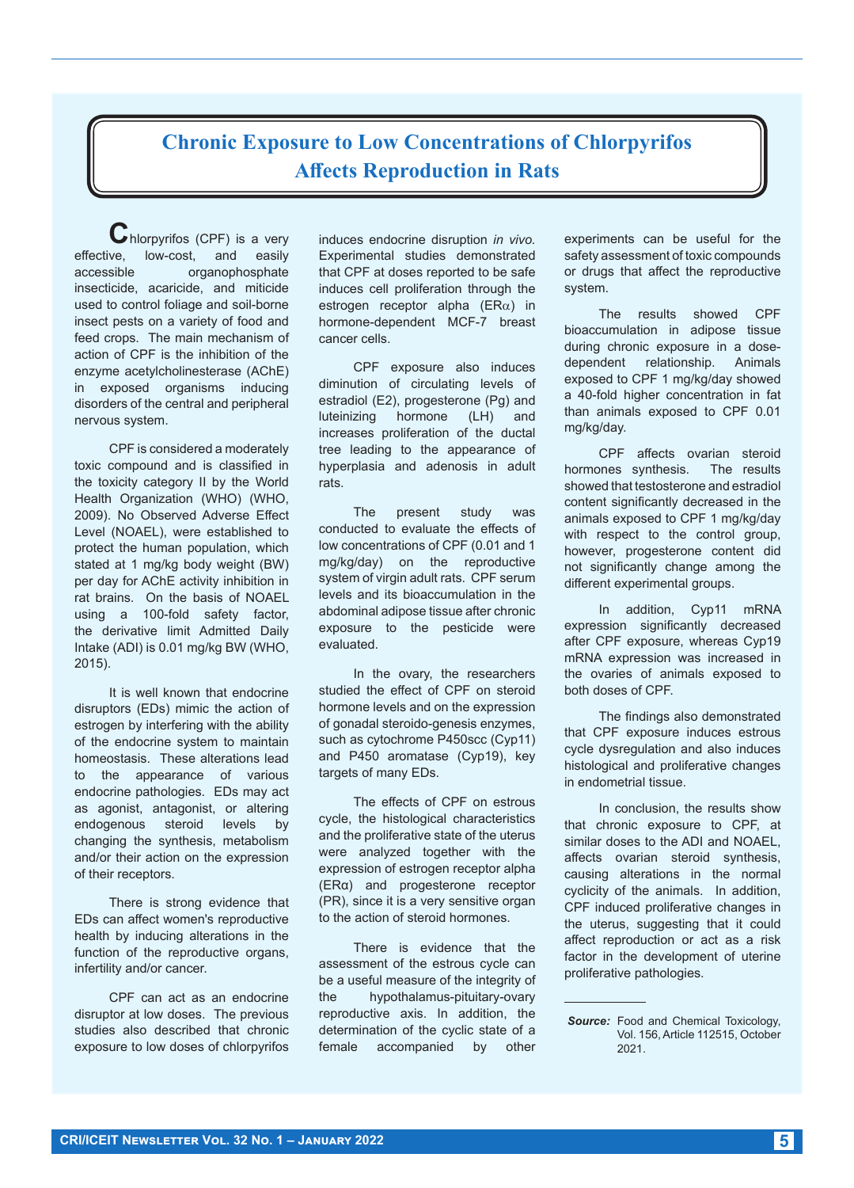# Chronic Exposure to Low Concentrations of Chlorpyrifos Affects Reproduction in Rats

Chlorpyrifos (CPF) is a very effective, low-cost, and easily accessible organophosphate insecticide, acaricide, and miticide used to control foliage and soil-borne insect pests on a variety of food and feed crops. The main mechanism of action of CPF is the inhibition of the enzyme acetylcholinesterase (AChE) in exposed organisms inducing disorders of the central and peripheral nervous system.

CPF is considered a moderately toxic compound and is classified in the toxicity category II by the World Health Organization (WHO) (WHO, 2009). No Observed Adverse Effect Level (NOAEL), were established to protect the human population, which stated at 1 mg/kg body weight (BW) per day for AChE activity inhibition in rat brains. On the basis of NOAEL using a 100-fold safety factor, the derivative limit Admitted Daily Intake (ADI) is 0.01 mg/kg BW (WHO, 2015).

It is well known that endocrine disruptors (EDs) mimic the action of estrogen by interfering with the ability of the endocrine system to maintain homeostasis. These alterations lead to the appearance of various endocrine pathologies. EDs may act as agonist, antagonist, or altering endogenous steroid levels by changing the synthesis, metabolism and/or their action on the expression of their receptors.

There is strong evidence that EDs can affect women's reproductive health by inducing alterations in the function of the reproductive organs, infertility and/or cancer.

CPF can act as an endocrine disruptor at low doses. The previous studies also described that chronic exposure to low doses of chlorpyrifos induces endocrine disruption *in vivo.* Experimental studies demonstrated that CPF at doses reported to be safe induces cell proliferation through the estrogen receptor alpha (ERα) in hormone-dependent MCF-7 breast cancer cells.

CPF exposure also induces diminution of circulating levels of estradiol (E2), progesterone (Pg) and luteinizing hormone (LH) and increases proliferation of the ductal tree leading to the appearance of hyperplasia and adenosis in adult rats.

The present study was conducted to evaluate the effects of low concentrations of CPF (0.01 and 1 mg/kg/day) on the reproductive system of virgin adult rats. CPF serum levels and its bioaccumulation in the abdominal adipose tissue after chronic exposure to the pesticide were evaluated.

In the ovary, the researchers studied the effect of CPF on steroid hormone levels and on the expression of gonadal steroido-genesis enzymes, such as cytochrome P450scc (Cyp11) and P450 aromatase (Cyp19), key targets of many EDs.

The effects of CPF on estrous cycle, the histological characteristics and the proliferative state of the uterus were analyzed together with the expression of estrogen receptor alpha (ERα) and progesterone receptor (PR), since it is a very sensitive organ to the action of steroid hormones.

There is evidence that the assessment of the estrous cycle can be a useful measure of the integrity of the hypothalamus-pituitary-ovary reproductive axis. In addition, the determination of the cyclic state of a female accompanied by other experiments can be useful for the safety assessment of toxic compounds or drugs that affect the reproductive system.

The results showed CPF bioaccumulation in adipose tissue during chronic exposure in a dose-dependent relationship. Animals exposed to CPF 1 mg/kg/day showed a 40-fold higher concentration in fat than animals exposed to CPF 0.01 mg/kg/day.

CPF affects ovarian steroid hormones synthesis. The results showed that testosterone and estradiol content significantly decreased in the animals exposed to CPF 1 mg/kg/day with respect to the control group, however, progesterone content did not significantly change among the different experimental groups.

In addition, Cyp11 mRNA expression significantly decreased after CPF exposure, whereas Cyp19 mRNA expression was increased in the ovaries of animals exposed to both doses of CPF.

The findings also demonstrated that CPF exposure induces estrous cycle dysregulation and also induces histological and proliferative changes in endometrial tissue.

In conclusion, the results show that chronic exposure to CPF, at similar doses to the ADI and NOAEL, affects ovarian steroid synthesis, causing alterations in the normal cyclicity of the animals. In addition, CPF induced proliferative changes in the uterus, suggesting that it could affect reproduction or act as a risk factor in the development of uterine proliferative pathologies.

---

***Source:*** Food and Chemical Toxicology, Vol. 156, Article 112515, October 2021.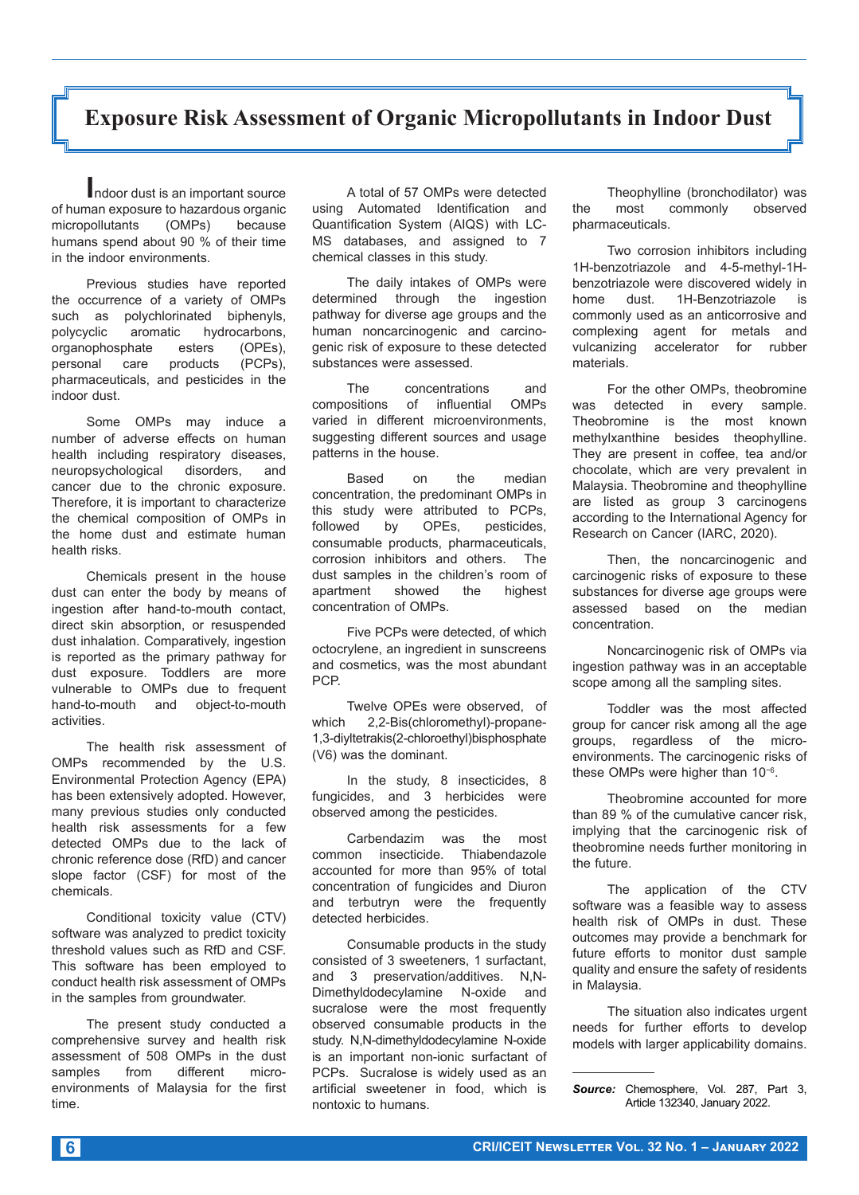# Exposure Risk Assessment of Organic Micropollutants in Indoor Dust

Indoor dust is an important source of human exposure to hazardous organic micropollutants (OMPs) because humans spend about 90 % of their time in the indoor environments.

Previous studies have reported the occurrence of a variety of OMPs such as polychlorinated biphenyls, polycyclic aromatic hydrocarbons, organophosphate esters (OPEs), personal care products (PCPs), pharmaceuticals, and pesticides in the indoor dust.

Some OMPs may induce a number of adverse effects on human health including respiratory diseases, neuropsychological disorders, and cancer due to the chronic exposure. Therefore, it is important to characterize the chemical composition of OMPs in the home dust and estimate human health risks.

Chemicals present in the house dust can enter the body by means of ingestion after hand-to-mouth contact, direct skin absorption, or resuspended dust inhalation. Comparatively, ingestion is reported as the primary pathway for dust exposure. Toddlers are more vulnerable to OMPs due to frequent hand-to-mouth and object-to-mouth activities.

The health risk assessment of OMPs recommended by the U.S. Environmental Protection Agency (EPA) has been extensively adopted. However, many previous studies only conducted health risk assessments for a few detected OMPs due to the lack of chronic reference dose (RfD) and cancer slope factor (CSF) for most of the chemicals.

Conditional toxicity value (CTV) software was analyzed to predict toxicity threshold values such as RfD and CSF. This software has been employed to conduct health risk assessment of OMPs in the samples from groundwater.

The present study conducted a comprehensive survey and health risk assessment of 508 OMPs in the dust samples from different micro-environments of Malaysia for the first time.

A total of 57 OMPs were detected using Automated Identification and Quantification System (AIQS) with LC-MS databases, and assigned to 7 chemical classes in this study.

The daily intakes of OMPs were determined through the ingestion pathway for diverse age groups and the human noncarcinogenic and carcinogenic risk of exposure to these detected substances were assessed.

The concentrations and compositions of influential OMPs varied in different microenvironments, suggesting different sources and usage patterns in the house.

Based on the median concentration, the predominant OMPs in this study were attributed to PCPs, followed by OPEs, pesticides, consumable products, pharmaceuticals, corrosion inhibitors and others. The dust samples in the children's room of apartment showed the highest concentration of OMPs.

Five PCPs were detected, of which octocrylene, an ingredient in sunscreens and cosmetics, was the most abundant PCP.

Twelve OPEs were observed, of which 2,2-Bis(chloromethyl)-propane-1,3-diyltetrakis(2-chloroethyl)bisphosphate (V6) was the dominant.

In the study, 8 insecticides, 8 fungicides, and 3 herbicides were observed among the pesticides.

Carbendazim was the most common insecticide. Thiabendazole accounted for more than 95% of total concentration of fungicides and Diuron and terbutryn were the frequently detected herbicides.

Consumable products in the study consisted of 3 sweeteners, 1 surfactant, and 3 preservation/additives. N,N-Dimethyldodecylamine N-oxide and sucralose were the most frequently observed consumable products in the study. N,N-dimethyldodecylamine N-oxide is an important non-ionic surfactant of PCPs. Sucralose is widely used as an artificial sweetener in food, which is nontoxic to humans.

Theophylline (bronchodilator) was the most commonly observed pharmaceuticals.

Two corrosion inhibitors including 1H-benzotriazole and 4-5-methyl-1H-benzotriazole were discovered widely in home dust. 1H-Benzotriazole is commonly used as an anticorrosive and complexing agent for metals and vulcanizing accelerator for rubber materials.

For the other OMPs, theobromine was detected in every sample. Theobromine is the most known methylxanthine besides theophylline. They are present in coffee, tea and/or chocolate, which are very prevalent in Malaysia. Theobromine and theophylline are listed as group 3 carcinogens according to the International Agency for Research on Cancer (IARC, 2020).

Then, the noncarcinogenic and carcinogenic risks of exposure to these substances for diverse age groups were assessed based on the median concentration.

Noncarcinogenic risk of OMPs via ingestion pathway was in an acceptable scope among all the sampling sites.

Toddler was the most affected group for cancer risk among all the age groups, regardless of the micro-environments. The carcinogenic risks of these OMPs were higher than $10^{-6}$.

Theobromine accounted for more than 89 % of the cumulative cancer risk, implying that the carcinogenic risk of theobromine needs further monitoring in the future.

The application of the CTV software was a feasible way to assess health risk of OMPs in dust. These outcomes may provide a benchmark for future efforts to monitor dust sample quality and ensure the safety of residents in Malaysia.

The situation also indicates urgent needs for further efforts to develop models with larger applicability domains.

---

***Source:*** Chemosphere, Vol. 287, Part 3, Article 132340, January 2022.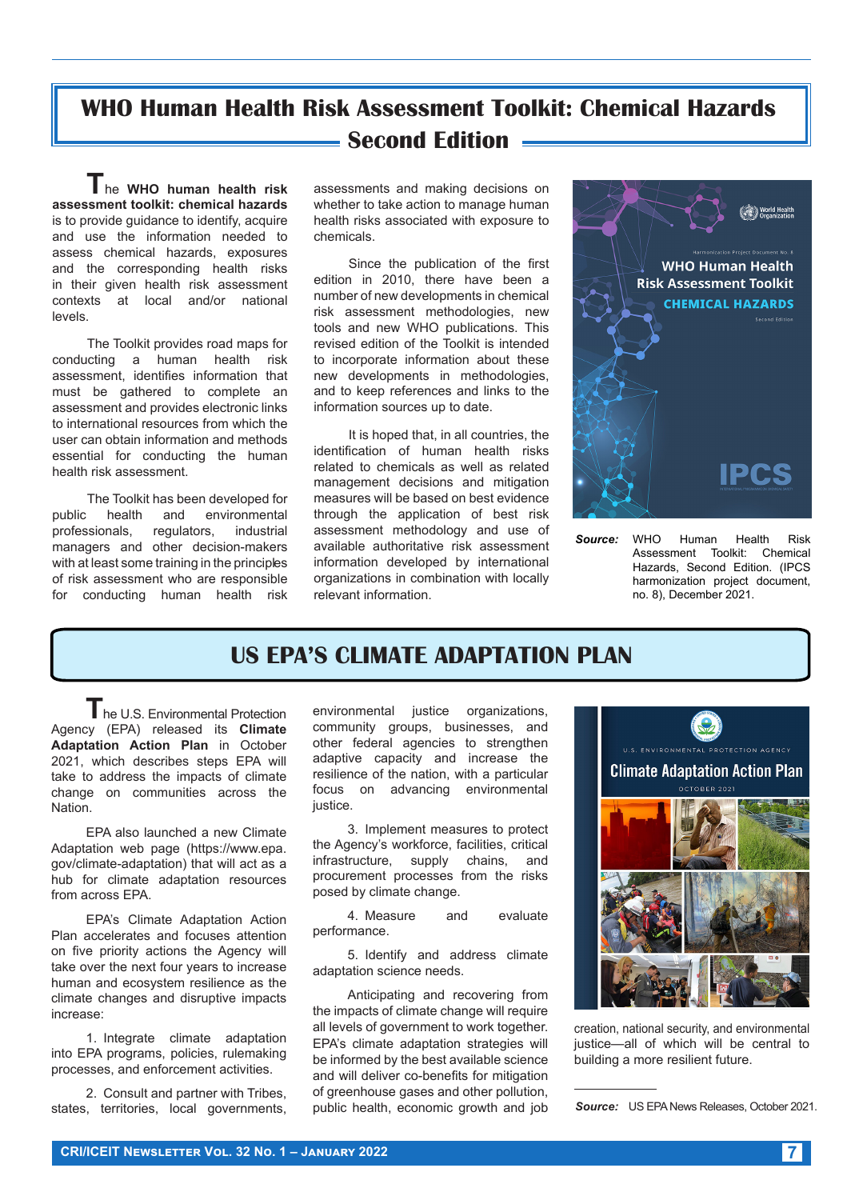# WHO Human Health Risk Assessment Toolkit: Chemical Hazards Second Edition

The **WHO human health risk assessment toolkit: chemical hazards** is to provide guidance to identify, acquire and use the information needed to assess chemical hazards, exposures and the corresponding health risks in their given health risk assessment contexts at local and/or national levels.

The Toolkit provides road maps for conducting a human health risk assessment, identifies information that must be gathered to complete an assessment and provides electronic links to international resources from which the user can obtain information and methods essential for conducting the human health risk assessment.

The Toolkit has been developed for public health and environmental professionals, regulators, industrial managers and other decision-makers with at least some training in the principles of risk assessment who are responsible for conducting human health risk assessments and making decisions on whether to take action to manage human health risks associated with exposure to chemicals.

Since the publication of the first edition in 2010, there have been a number of new developments in chemical risk assessment methodologies, new tools and new WHO publications. This revised edition of the Toolkit is intended to incorporate information about these new developments in methodologies, and to keep references and links to the information sources up to date.

It is hoped that, in all countries, the identification of human health risks related to chemicals as well as related management decisions and mitigation measures will be based on best evidence through the application of best risk assessment methodology and use of available authoritative risk assessment information developed by international organizations in combination with locally relevant information.

***Source:*** WHO Human Health Risk Assessment Toolkit: Chemical Hazards, Second Edition. (IPCS harmonization project document, no. 8), December 2021.

# US EPA'S CLIMATE ADAPTATION PLAN

The U.S. Environmental Protection Agency (EPA) released its **Climate Adaptation Action Plan** in October 2021, which describes steps EPA will take to address the impacts of climate change on communities across the Nation.

EPA also launched a new Climate Adaptation web page (https://www.epa.gov/climate-adaptation) that will act as a hub for climate adaptation resources from across EPA.

EPA's Climate Adaptation Action Plan accelerates and focuses attention on five priority actions the Agency will take over the next four years to increase human and ecosystem resilience as the climate changes and disruptive impacts increase:

1. Integrate climate adaptation into EPA programs, policies, rulemaking processes, and enforcement activities.

2. Consult and partner with Tribes, states, territories, local governments, environmental justice organizations, community groups, businesses, and other federal agencies to strengthen adaptive capacity and increase the resilience of the nation, with a particular focus on advancing environmental justice.

3. Implement measures to protect the Agency's workforce, facilities, critical infrastructure, supply chains, and procurement processes from the risks posed by climate change.

4. Measure and evaluate performance.

5. Identify and address climate adaptation science needs.

Anticipating and recovering from the impacts of climate change will require all levels of government to work together. EPA's climate adaptation strategies will be informed by the best available science and will deliver co-benefits for mitigation of greenhouse gases and other pollution, public health, economic growth and job creation, national security, and environmental justice—all of which will be central to building a more resilient future.

***Source:*** US EPA News Releases, October 2021.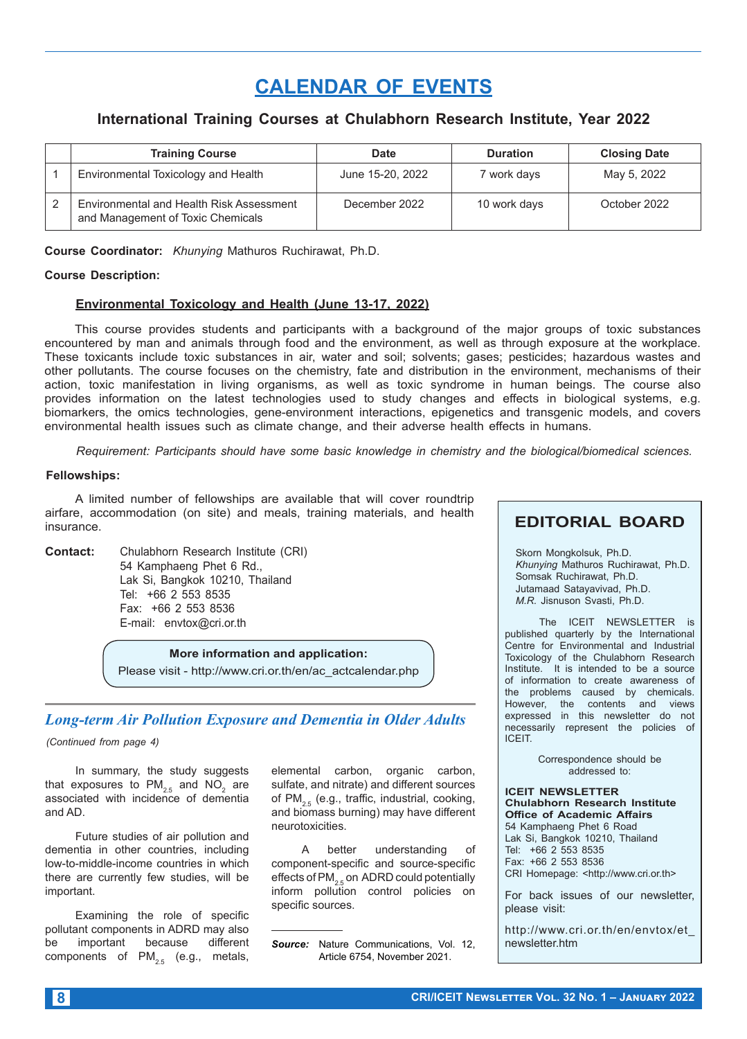# CALENDAR OF EVENTS

## International Training Courses at Chulabhorn Research Institute, Year 2022

| | Training Course | Date | Duration | Closing Date |
|---|---|---|---|---|
| 1 | Environmental Toxicology and Health | June 15-20, 2022 | 7 work days | May 5, 2022 |
| 2 | Environmental and Health Risk Assessment and Management of Toxic Chemicals | December 2022 | 10 work days | October 2022 |

**Course Coordinator:** *Khunying* Mathuros Ruchirawat, Ph.D.

**Course Description:**

**Environmental Toxicology and Health (June 13-17, 2022)**

This course provides students and participants with a background of the major groups of toxic substances encountered by man and animals through food and the environment, as well as through exposure at the workplace. These toxicants include toxic substances in air, water and soil; solvents; gases; pesticides; hazardous wastes and other pollutants. The course focuses on the chemistry, fate and distribution in the environment, mechanisms of their action, toxic manifestation in living organisms, as well as toxic syndrome in human beings. The course also provides information on the latest technologies used to study changes and effects in biological systems, e.g. biomarkers, the omics technologies, gene-environment interactions, epigenetics and transgenic models, and covers environmental health issues such as climate change, and their adverse health effects in humans.

*Requirement: Participants should have some basic knowledge in chemistry and the biological/biomedical sciences.*

**Fellowships:**

A limited number of fellowships are available that will cover roundtrip airfare, accommodation (on site) and meals, training materials, and health insurance.

**Contact:** Chulabhorn Research Institute (CRI)
54 Kamphaeng Phet 6 Rd.,
Lak Si, Bangkok 10210, Thailand
Tel: +66 2 553 8535
Fax: +66 2 553 8536
E-mail: envtox@cri.or.th

**More information and application:**
Please visit - http://www.cri.or.th/en/ac_actcalendar.php

## *Long-term Air Pollution Exposure and Dementia in Older Adults*

*(Continued from page 4)*

In summary, the study suggests that exposures to $PM_{2.5}$ and $NO_2$ are associated with incidence of dementia and AD.

Future studies of air pollution and dementia in other countries, including low-to-middle-income countries in which there are currently few studies, will be important.

Examining the role of specific pollutant components in ADRD may also be important because different components of $PM_{2.5}$ (e.g., metals, elemental carbon, organic carbon, sulfate, and nitrate) and different sources of $PM_{2.5}$ (e.g., traffic, industrial, cooking, and biomass burning) may have different neurotoxicities.

A better understanding of component-specific and source-specific effects of $PM_{2.5}$ on ADRD could potentially inform pollution control policies on specific sources.

***Source:*** Nature Communications, Vol. 12, Article 6754, November 2021.

## EDITORIAL BOARD

Skorn Mongkolsuk, Ph.D.
*Khunying* Mathuros Ruchirawat, Ph.D.
Somsak Ruchirawat, Ph.D.
Jutamaad Satayavivad, Ph.D.
*M.R.* Jisnuson Svasti, Ph.D.

The ICEIT NEWSLETTER is published quarterly by the International Centre for Environmental and Industrial Toxicology of the Chulabhorn Research Institute. It is intended to be a source of information to create awareness of the problems caused by chemicals. However, the contents and views expressed in this newsletter do not necessarily represent the policies of ICEIT.

Correspondence should be addressed to:

**ICEIT NEWSLETTER**
**Chulabhorn Research Institute**
**Office of Academic Affairs**
54 Kamphaeng Phet 6 Road
Lak Si, Bangkok 10210, Thailand
Tel: +66 2 553 8535
Fax: +66 2 553 8536
CRI Homepage: <http://www.cri.or.th>

For back issues of our newsletter, please visit:

http://www.cri.or.th/en/envtox/et_newsletter.htm